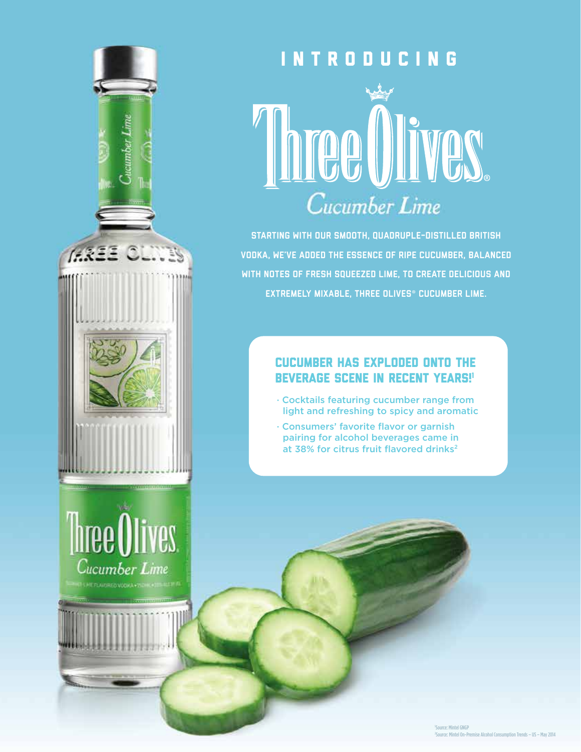INTRODUCING

# Three Olives®

## Cucumber Lime

STARTING WITH OUR SMOOTH, QUADRUPLE-DISTILLED BRITISH VODKA, WE'VE ADDED THE ESSENCE OF RIPE CUCUMBER, BALANCED WITH NOTES OF FRESH SQUEEZED LIME, TO CREATE DELICIOUS AND EXTREMELY MIXABLE, THREE OLIVES® CUCUMBER LIME.

### CUCUMBER HAS EXPLODED ONTO THE BEVERAGE SCENE IN RECENT YEARS![1]

- Cocktails featuring cucumber range from light and refreshing to spicy and aromatic
- Consumers' favorite flavor or garnish pairing for alcohol beverages came in at 38% for citrus fruit flavored drinks[2]

[1]Source: Mintel GNGP
[2]Source: Mintel On-Premise Alcohol Consumption Trends – US – May 2014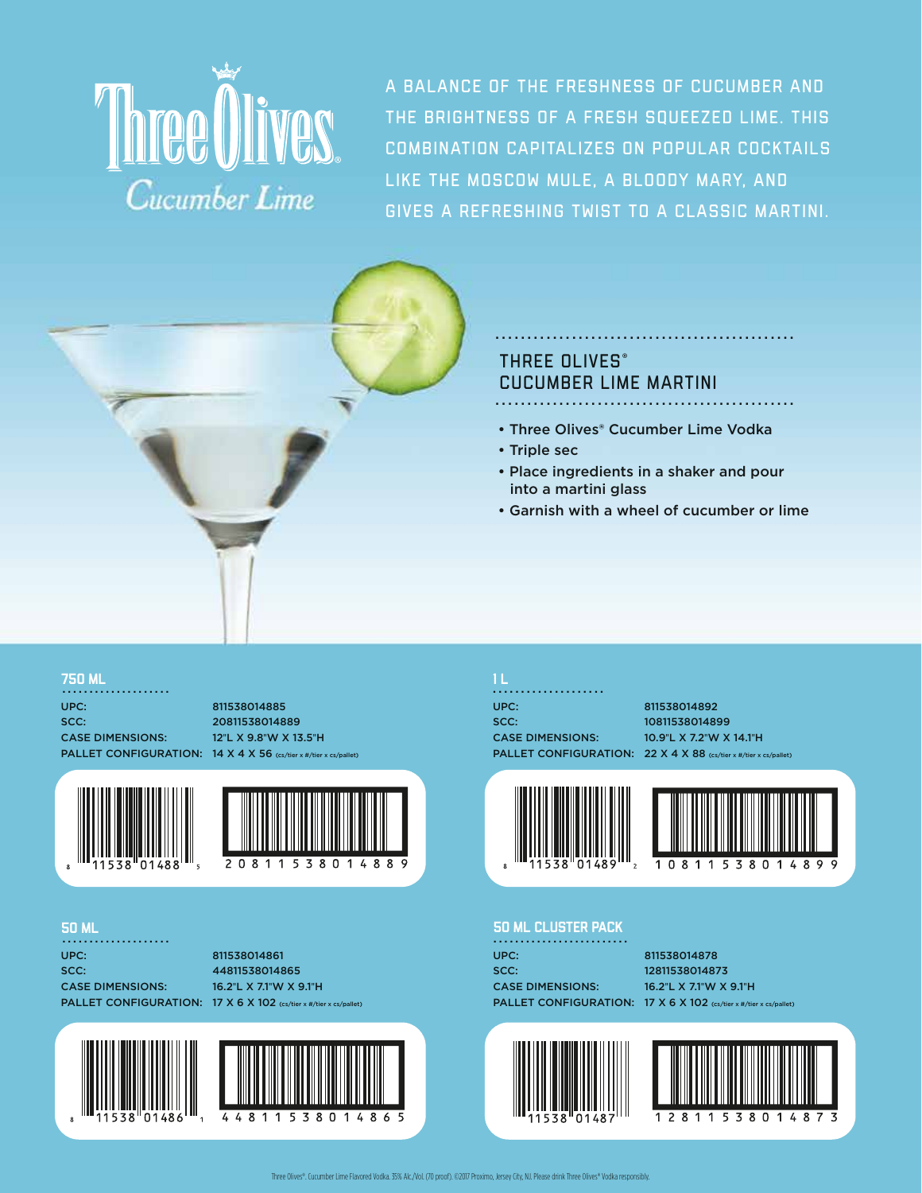# Three Olives® Cucumber Lime

A BALANCE OF THE FRESHNESS OF CUCUMBER AND THE BRIGHTNESS OF A FRESH SQUEEZED LIME. THIS COMBINATION CAPITALIZES ON POPULAR COCKTAILS LIKE THE MOSCOW MULE, A BLOODY MARY, AND GIVES A REFRESHING TWIST TO A CLASSIC MARTINI.

## THREE OLIVES® CUCUMBER LIME MARTINI

- Three Olives® Cucumber Lime Vodka
- Triple sec
- Place ingredients in a shaker and pour into a martini glass
- Garnish with a wheel of cucumber or lime

### 750 ML

| | |
|---|---|
| UPC: | 811538014885 |
| SCC: | 20811538014889 |
| CASE DIMENSIONS: | 12"L X 9.8"W X 13.5"H |
| PALLET CONFIGURATION: | 14 X 4 X 56 (cs/tier x #/tier x cs/pallet) |

8 11538 01488 5

2 0 8 1 1 5 3 8 0 1 4 8 8 9

### 1 L

| | |
|---|---|
| UPC: | 811538014892 |
| SCC: | 10811538014899 |
| CASE DIMENSIONS: | 10.9"L X 7.2"W X 14.1"H |
| PALLET CONFIGURATION: | 22 X 4 X 88 (cs/tier x #/tier x cs/pallet) |

8 11538 01489 2

1 0 8 1 1 5 3 8 0 1 4 8 9 9

### 50 ML

| | |
|---|---|
| UPC: | 811538014861 |
| SCC: | 44811538014865 |
| CASE DIMENSIONS: | 16.2"L X 7.1"W X 9.1"H |
| PALLET CONFIGURATION: | 17 X 6 X 102 (cs/tier x #/tier x cs/pallet) |

8 11538 01486 1

4 4 8 1 1 5 3 8 0 1 4 8 6 5

### 50 ML CLUSTER PACK

| | |
|---|---|
| UPC: | 811538014878 |
| SCC: | 12811538014873 |
| CASE DIMENSIONS: | 16.2"L X 7.1"W X 9.1"H |
| PALLET CONFIGURATION: | 17 X 6 X 102 (cs/tier x #/tier x cs/pallet) |

11538 01487

1 2 8 1 1 5 3 8 0 1 4 8 7 3

Three Olives®. Cucumber Lime Flavored Vodka. 35% Alc./Vol. (70 proof). ©2017 Proximo, Jersey City, NJ. Please drink Three Olives® Vodka responsibly.